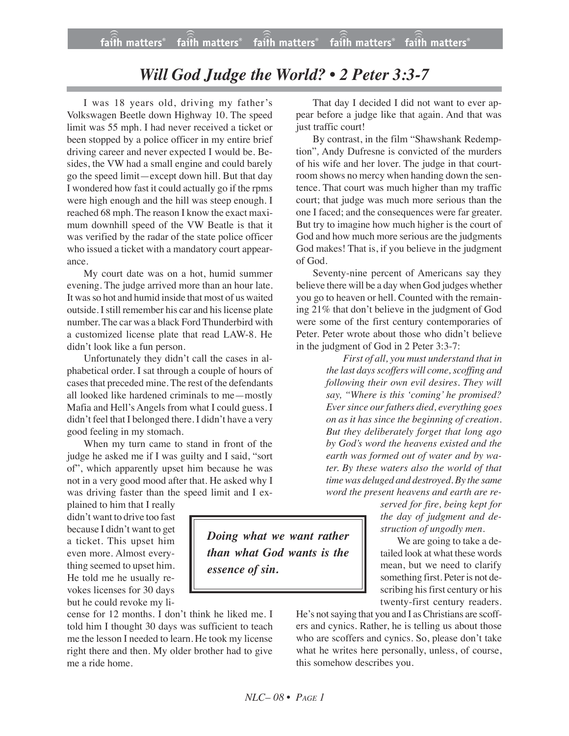# *Will God Judge the World? • 2 Peter 3:3-7*

I was 18 years old, driving my father's Volkswagen Beetle down Highway 10. The speed limit was 55 mph. I had never received a ticket or been stopped by a police officer in my entire brief driving career and never expected I would be. Besides, the VW had a small engine and could barely go the speed limit—except down hill. But that day I wondered how fast it could actually go if the rpms were high enough and the hill was steep enough. I reached 68 mph. The reason I know the exact maximum downhill speed of the VW Beatle is that it was verified by the radar of the state police officer who issued a ticket with a mandatory court appearance.

My court date was on a hot, humid summer evening. The judge arrived more than an hour late. It was so hot and humid inside that most of us waited outside. I still remember his car and his license plate number. The car was a black Ford Thunderbird with a customized license plate that read LAW-8. He didn't look like a fun person.

Unfortunately they didn't call the cases in alphabetical order. I sat through a couple of hours of cases that preceded mine. The rest of the defendants all looked like hardened criminals to me—mostly Mafia and Hell's Angels from what I could guess. I didn't feel that I belonged there. I didn't have a very good feeling in my stomach.

When my turn came to stand in front of the judge he asked me if I was guilty and I said, "sort of", which apparently upset him because he was not in a very good mood after that. He asked why I was driving faster than the speed limit and I explained to him that I really didn't want to drive too fast because I didn't want to get a ticket. This upset him even more. Almost everything seemed to upset him. He told me he usually revokes licenses for 30 days but he could revoke my license for 12 months. I don't think he liked me. I told him I thought 30 days was sufficient to teach me the lesson I needed to learn. He took my license right there and then. My older brother had to give me a ride home.

> ***Doing what we want rather than what God wants is the essence of sin.***

That day I decided I did not want to ever appear before a judge like that again. And that was just traffic court!

By contrast, in the film "Shawshank Redemption", Andy Dufresne is convicted of the murders of his wife and her lover. The judge in that courtroom shows no mercy when handing down the sentence. That court was much higher than my traffic court; that judge was much more serious than the one I faced; and the consequences were far greater. But try to imagine how much higher is the court of God and how much more serious are the judgments God makes! That is, if you believe in the judgment of God.

Seventy-nine percent of Americans say they believe there will be a day when God judges whether you go to heaven or hell. Counted with the remaining 21% that don't believe in the judgment of God were some of the first century contemporaries of Peter. Peter wrote about those who didn't believe in the judgment of God in 2 Peter 3:3-7:

> *First of all, you must understand that in the last days scoffers will come, scoffing and following their own evil desires. They will say, "Where is this 'coming' he promised? Ever since our fathers died, everything goes on as it has since the beginning of creation. But they deliberately forget that long ago by God's word the heavens existed and the earth was formed out of water and by water. By these waters also the world of that time was deluged and destroyed. By the same word the present heavens and earth are reserved for fire, being kept for the day of judgment and destruction of ungodly men.*

We are going to take a detailed look at what these words mean, but we need to clarify something first. Peter is not describing his first century or his twenty-first century readers. He's not saying that you and I as Christians are scoffers and cynics. Rather, he is telling us about those who are scoffers and cynics. So, please don't take what he writes here personally, unless, of course, this somehow describes you.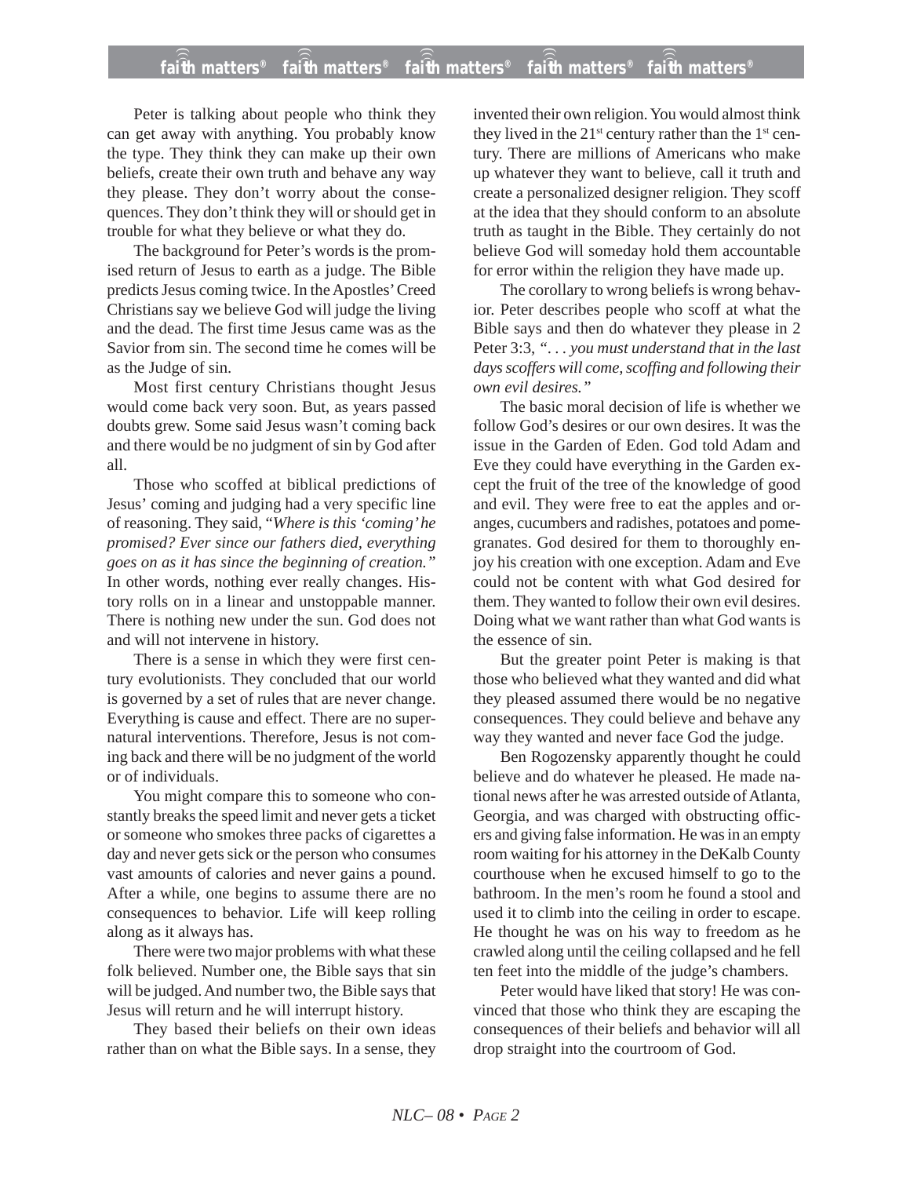Peter is talking about people who think they can get away with anything. You probably know the type. They think they can make up their own beliefs, create their own truth and behave any way they please. They don't worry about the consequences. They don't think they will or should get in trouble for what they believe or what they do.

The background for Peter's words is the promised return of Jesus to earth as a judge. The Bible predicts Jesus coming twice. In the Apostles' Creed Christians say we believe God will judge the living and the dead. The first time Jesus came was as the Savior from sin. The second time he comes will be as the Judge of sin.

Most first century Christians thought Jesus would come back very soon. But, as years passed doubts grew. Some said Jesus wasn't coming back and there would be no judgment of sin by God after all.

Those who scoffed at biblical predictions of Jesus' coming and judging had a very specific line of reasoning. They said, "*Where is this 'coming' he promised? Ever since our fathers died, everything goes on as it has since the beginning of creation."* In other words, nothing ever really changes. History rolls on in a linear and unstoppable manner. There is nothing new under the sun. God does not and will not intervene in history.

There is a sense in which they were first century evolutionists. They concluded that our world is governed by a set of rules that are never change. Everything is cause and effect. There are no supernatural interventions. Therefore, Jesus is not coming back and there will be no judgment of the world or of individuals.

You might compare this to someone who constantly breaks the speed limit and never gets a ticket or someone who smokes three packs of cigarettes a day and never gets sick or the person who consumes vast amounts of calories and never gains a pound. After a while, one begins to assume there are no consequences to behavior. Life will keep rolling along as it always has.

There were two major problems with what these folk believed. Number one, the Bible says that sin will be judged. And number two, the Bible says that Jesus will return and he will interrupt history.

They based their beliefs on their own ideas rather than on what the Bible says. In a sense, they invented their own religion. You would almost think they lived in the 21st century rather than the 1st century. There are millions of Americans who make up whatever they want to believe, call it truth and create a personalized designer religion. They scoff at the idea that they should conform to an absolute truth as taught in the Bible. They certainly do not believe God will someday hold them accountable for error within the religion they have made up.

The corollary to wrong beliefs is wrong behavior. Peter describes people who scoff at what the Bible says and then do whatever they please in 2 Peter 3:3, *". . . you must understand that in the last days scoffers will come, scoffing and following their own evil desires."*

The basic moral decision of life is whether we follow God's desires or our own desires. It was the issue in the Garden of Eden. God told Adam and Eve they could have everything in the Garden except the fruit of the tree of the knowledge of good and evil. They were free to eat the apples and oranges, cucumbers and radishes, potatoes and pomegranates. God desired for them to thoroughly enjoy his creation with one exception. Adam and Eve could not be content with what God desired for them. They wanted to follow their own evil desires. Doing what we want rather than what God wants is the essence of sin.

But the greater point Peter is making is that those who believed what they wanted and did what they pleased assumed there would be no negative consequences. They could believe and behave any way they wanted and never face God the judge.

Ben Rogozensky apparently thought he could believe and do whatever he pleased. He made national news after he was arrested outside of Atlanta, Georgia, and was charged with obstructing officers and giving false information. He was in an empty room waiting for his attorney in the DeKalb County courthouse when he excused himself to go to the bathroom. In the men's room he found a stool and used it to climb into the ceiling in order to escape. He thought he was on his way to freedom as he crawled along until the ceiling collapsed and he fell ten feet into the middle of the judge's chambers.

Peter would have liked that story! He was convinced that those who think they are escaping the consequences of their beliefs and behavior will all drop straight into the courtroom of God.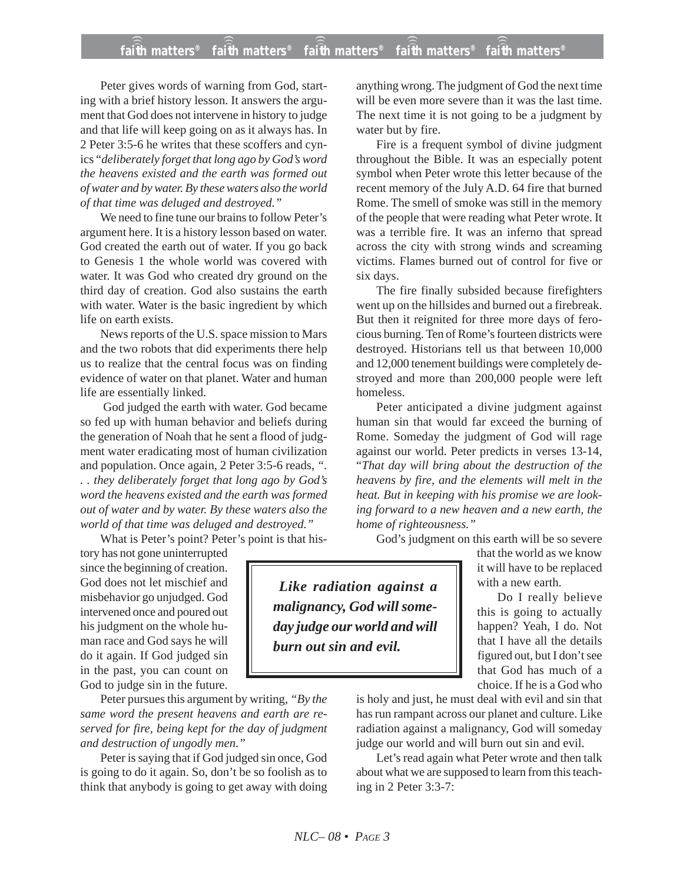Peter gives words of warning from God, starting with a brief history lesson. It answers the argument that God does not intervene in history to judge and that life will keep going on as it always has. In 2 Peter 3:5-6 he writes that these scoffers and cynics "*deliberately forget that long ago by God's word the heavens existed and the earth was formed out of water and by water. By these waters also the world of that time was deluged and destroyed.*"

We need to fine tune our brains to follow Peter's argument here. It is a history lesson based on water. God created the earth out of water. If you go back to Genesis 1 the whole world was covered with water. It was God who created dry ground on the third day of creation. God also sustains the earth with water. Water is the basic ingredient by which life on earth exists.

News reports of the U.S. space mission to Mars and the two robots that did experiments there help us to realize that the central focus was on finding evidence of water on that planet. Water and human life are essentially linked.

God judged the earth with water. God became so fed up with human behavior and beliefs during the generation of Noah that he sent a flood of judgment water eradicating most of human civilization and population. Once again, 2 Peter 3:5-6 reads, *". . . they deliberately forget that long ago by God's word the heavens existed and the earth was formed out of water and by water. By these waters also the world of that time was deluged and destroyed."*

What is Peter's point? Peter's point is that history has not gone uninterrupted since the beginning of creation. God does not let mischief and misbehavior go unjudged. God intervened once and poured out his judgment on the whole human race and God says he will do it again. If God judged sin in the past, you can count on God to judge sin in the future.

> ***Like radiation against a malignancy, God will someday judge our world and will burn out sin and evil.***

Peter pursues this argument by writing, *"By the same word the present heavens and earth are reserved for fire, being kept for the day of judgment and destruction of ungodly men."*

Peter is saying that if God judged sin once, God is going to do it again. So, don't be so foolish as to think that anybody is going to get away with doing anything wrong. The judgment of God the next time will be even more severe than it was the last time. The next time it is not going to be a judgment by water but by fire.

Fire is a frequent symbol of divine judgment throughout the Bible. It was an especially potent symbol when Peter wrote this letter because of the recent memory of the July A.D. 64 fire that burned Rome. The smell of smoke was still in the memory of the people that were reading what Peter wrote. It was a terrible fire. It was an inferno that spread across the city with strong winds and screaming victims. Flames burned out of control for five or six days.

The fire finally subsided because firefighters went up on the hillsides and burned out a firebreak. But then it reignited for three more days of ferocious burning. Ten of Rome's fourteen districts were destroyed. Historians tell us that between 10,000 and 12,000 tenement buildings were completely destroyed and more than 200,000 people were left homeless.

Peter anticipated a divine judgment against human sin that would far exceed the burning of Rome. Someday the judgment of God will rage against our world. Peter predicts in verses 13-14, "*That day will bring about the destruction of the heavens by fire, and the elements will melt in the heat. But in keeping with his promise we are looking forward to a new heaven and a new earth, the home of righteousness."*

God's judgment on this earth will be so severe that the world as we know it will have to be replaced with a new earth.

Do I really believe this is going to actually happen? Yeah, I do. Not that I have all the details figured out, but I don't see that God has much of a choice. If he is a God who is holy and just, he must deal with evil and sin that has run rampant across our planet and culture. Like radiation against a malignancy, God will someday judge our world and will burn out sin and evil.

Let's read again what Peter wrote and then talk about what we are supposed to learn from this teaching in 2 Peter 3:3-7: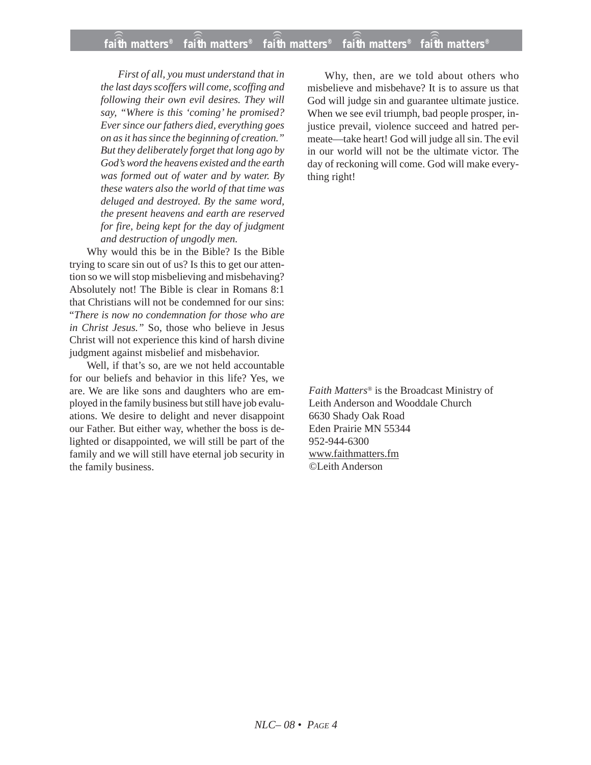*First of all, you must understand that in the last days scoffers will come, scoffing and following their own evil desires. They will say, "Where is this 'coming' he promised? Ever since our fathers died, everything goes on as it has since the beginning of creation." But they deliberately forget that long ago by God's word the heavens existed and the earth was formed out of water and by water. By these waters also the world of that time was deluged and destroyed. By the same word, the present heavens and earth are reserved for fire, being kept for the day of judgment and destruction of ungodly men.*

Why would this be in the Bible? Is the Bible trying to scare sin out of us? Is this to get our attention so we will stop misbelieving and misbehaving? Absolutely not! The Bible is clear in Romans 8:1 that Christians will not be condemned for our sins: "*There is now no condemnation for those who are in Christ Jesus.*" So, those who believe in Jesus Christ will not experience this kind of harsh divine judgment against misbelief and misbehavior.

Well, if that's so, are we not held accountable for our beliefs and behavior in this life? Yes, we are. We are like sons and daughters who are employed in the family business but still have job evaluations. We desire to delight and never disappoint our Father. But either way, whether the boss is delighted or disappointed, we will still be part of the family and we will still have eternal job security in the family business.

Why, then, are we told about others who misbelieve and misbehave? It is to assure us that God will judge sin and guarantee ultimate justice. When we see evil triumph, bad people prosper, injustice prevail, violence succeed and hatred permeate—take heart! God will judge all sin. The evil in our world will not be the ultimate victor. The day of reckoning will come. God will make everything right!

*Faith Matters*® is the Broadcast Ministry of
Leith Anderson and Wooddale Church
6630 Shady Oak Road
Eden Prairie MN 55344
952-944-6300
www.faithmatters.fm
©Leith Anderson